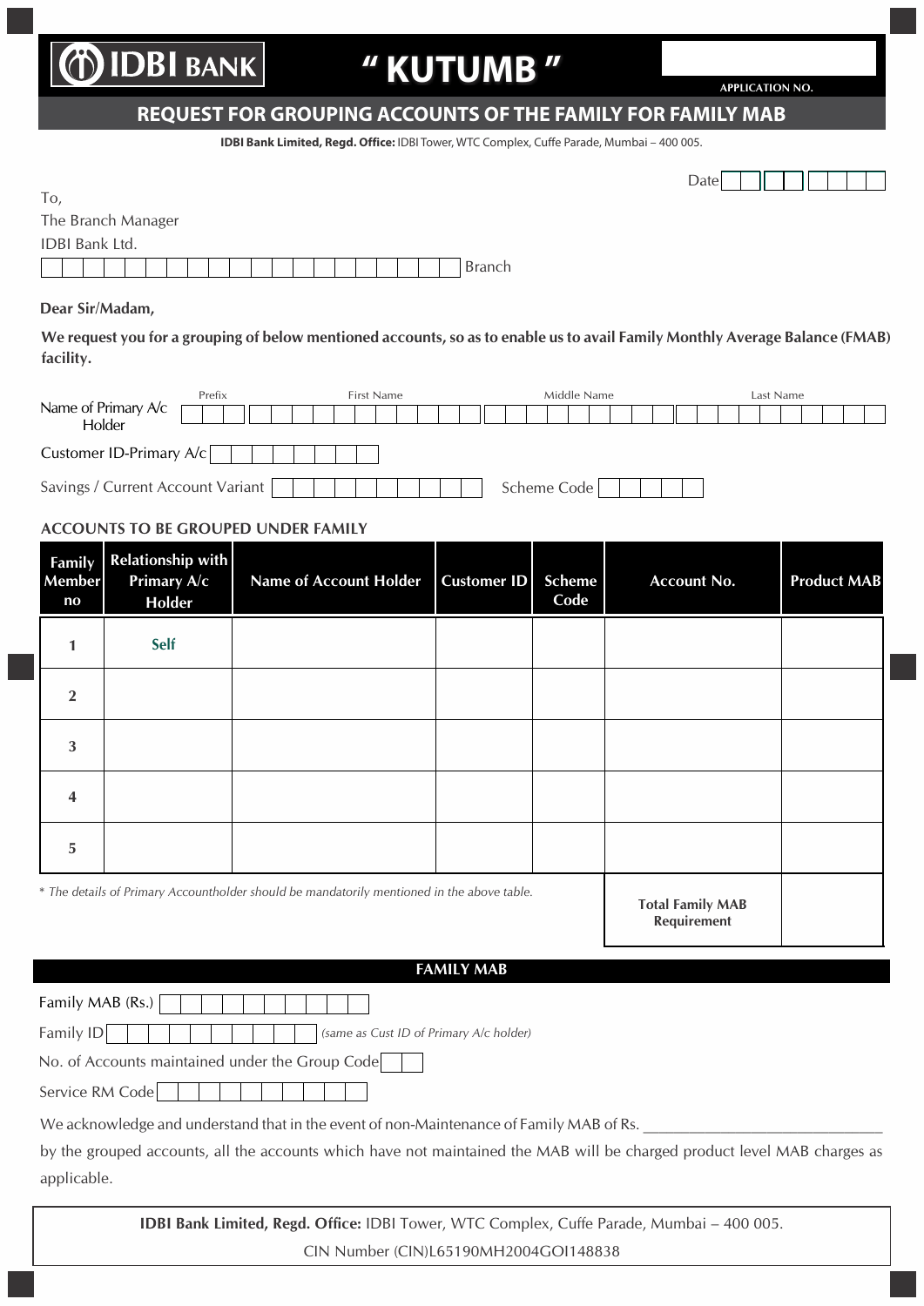IDBI BANK

# " KUTUMB "

APPLICATION NO.

## REQUEST FOR GROUPING ACCOUNTS OF THE FAMILY FOR FAMILY MAB

**IDBI Bank Limited, Regd. Office:** IDBI Tower, WTC Complex, Cuffe Parade, Mumbai – 400 005.

Date

To,
The Branch Manager
IDBI Bank Ltd.
Branch

**Dear Sir/Madam,**

**We request you for a grouping of below mentioned accounts, so as to enable us to avail Family Monthly Average Balance (FMAB) facility.**

Name of Primary A/c Holder — Prefix / First Name / Middle Name / Last Name

Customer ID-Primary A/c

Savings / Current Account Variant          Scheme Code

### ACCOUNTS TO BE GROUPED UNDER FAMILY

| Family Member no | Relationship with Primary A/c Holder | Name of Account Holder | Customer ID | Scheme Code | Account No. | Product MAB |
|---|---|---|---|---|---|---|
| 1 | Self | | | | | |
| 2 | | | | | | |
| 3 | | | | | | |
| 4 | | | | | | |
| 5 | | | | | | |
| | | | | | **Total Family MAB Requirement** | |

*\* The details of Primary Accountholder should be mandatorily mentioned in the above table.*

### FAMILY MAB

Family MAB (Rs.)

Family ID *(same as Cust ID of Primary A/c holder)*

No. of Accounts maintained under the Group Code

Service RM Code

We acknowledge and understand that in the event of non-Maintenance of Family MAB of Rs. ______________________________ by the grouped accounts, all the accounts which have not maintained the MAB will be charged product level MAB charges as applicable.

**IDBI Bank Limited, Regd. Office:** IDBI Tower, WTC Complex, Cuffe Parade, Mumbai – 400 005.
CIN Number (CIN)L65190MH2004GOI148838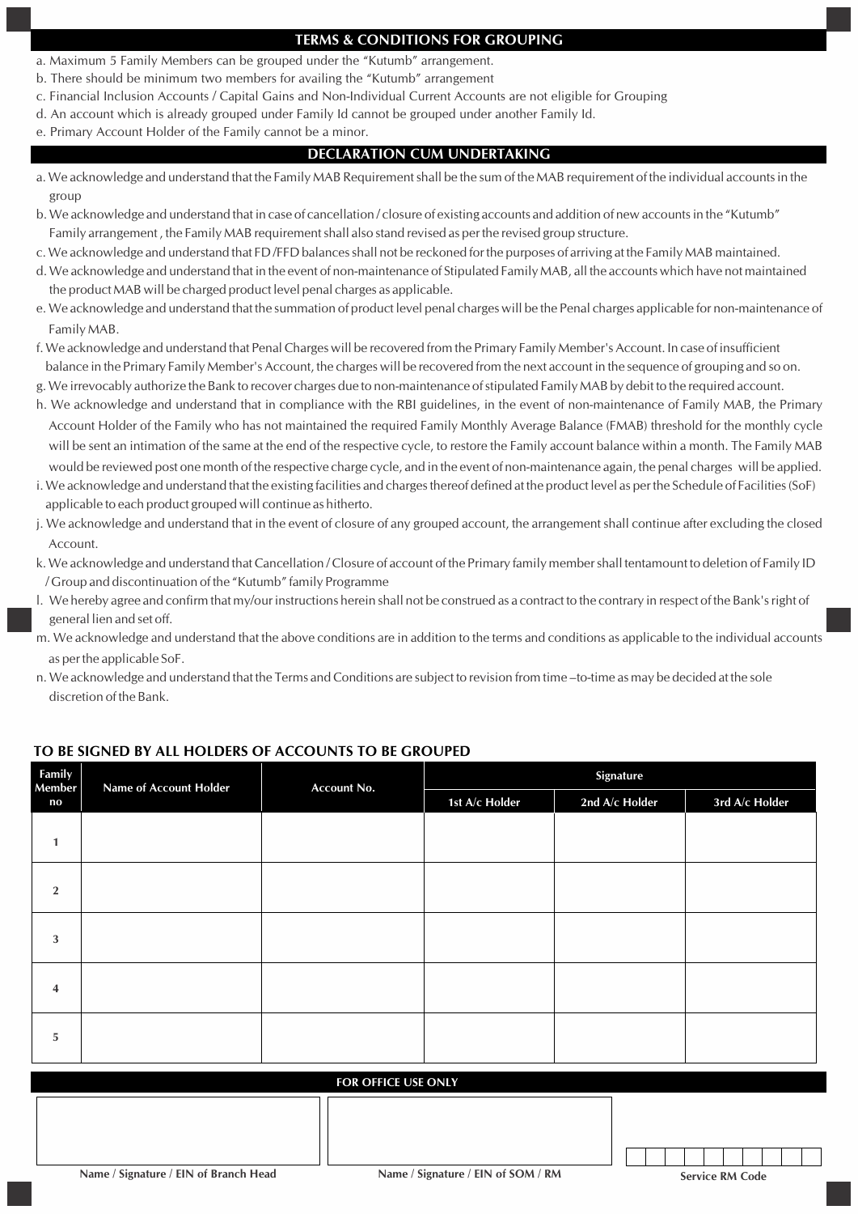## TERMS & CONDITIONS FOR GROUPING

a. Maximum 5 Family Members can be grouped under the "Kutumb" arrangement.
b. There should be minimum two members for availing the "Kutumb" arrangement
c. Financial Inclusion Accounts / Capital Gains and Non-Individual Current Accounts are not eligible for Grouping
d. An account which is already grouped under Family Id cannot be grouped under another Family Id.
e. Primary Account Holder of the Family cannot be a minor.

## DECLARATION CUM UNDERTAKING

a. We acknowledge and understand that the Family MAB Requirement shall be the sum of the MAB requirement of the individual accounts in the group
b. We acknowledge and understand that in case of cancellation / closure of existing accounts and addition of new accounts in the "Kutumb" Family arrangement , the Family MAB requirement shall also stand revised as per the revised group structure.
c. We acknowledge and understand that FD /FFD balances shall not be reckoned for the purposes of arriving at the Family MAB maintained.
d. We acknowledge and understand that in the event of non-maintenance of Stipulated Family MAB, all the accounts which have not maintained the product MAB will be charged product level penal charges as applicable.
e. We acknowledge and understand that the summation of product level penal charges will be the Penal charges applicable for non-maintenance of Family MAB.
f. We acknowledge and understand that Penal Charges will be recovered from the Primary Family Member's Account. In case of insufficient balance in the Primary Family Member's Account, the charges will be recovered from the next account in the sequence of grouping and so on.
g. We irrevocably authorize the Bank to recover charges due to non-maintenance of stipulated Family MAB by debit to the required account.
h. We acknowledge and understand that in compliance with the RBI guidelines, in the event of non-maintenance of Family MAB, the Primary Account Holder of the Family who has not maintained the required Family Monthly Average Balance (FMAB) threshold for the monthly cycle will be sent an intimation of the same at the end of the respective cycle, to restore the Family account balance within a month. The Family MAB would be reviewed post one month of the respective charge cycle, and in the event of non-maintenance again, the penal charges will be applied.
i. We acknowledge and understand that the existing facilities and charges thereof defined at the product level as per the Schedule of Facilities (SoF) applicable to each product grouped will continue as hitherto.
j. We acknowledge and understand that in the event of closure of any grouped account, the arrangement shall continue after excluding the closed Account.
k. We acknowledge and understand that Cancellation / Closure of account of the Primary family member shall tentamount to deletion of Family ID / Group and discontinuation of the "Kutumb" family Programme
l. We hereby agree and confirm that my/our instructions herein shall not be construed as a contract to the contrary in respect of the Bank's right of general lien and set off.
m. We acknowledge and understand that the above conditions are in addition to the terms and conditions as applicable to the individual accounts as per the applicable SoF.
n. We acknowledge and understand that the Terms and Conditions are subject to revision from time –to-time as may be decided at the sole discretion of the Bank.

### TO BE SIGNED BY ALL HOLDERS OF ACCOUNTS TO BE GROUPED

| Family Member no | Name of Account Holder | Account No. | Signature | | |
|---|---|---|---|---|---|
| | | | 1st A/c Holder | 2nd A/c Holder | 3rd A/c Holder |
| 1 | | | | | |
| 2 | | | | | |
| 3 | | | | | |
| 4 | | | | | |
| 5 | | | | | |

## FOR OFFICE USE ONLY

Name / Signature / EIN of Branch Head

Name / Signature / EIN of SOM / RM

Service RM Code